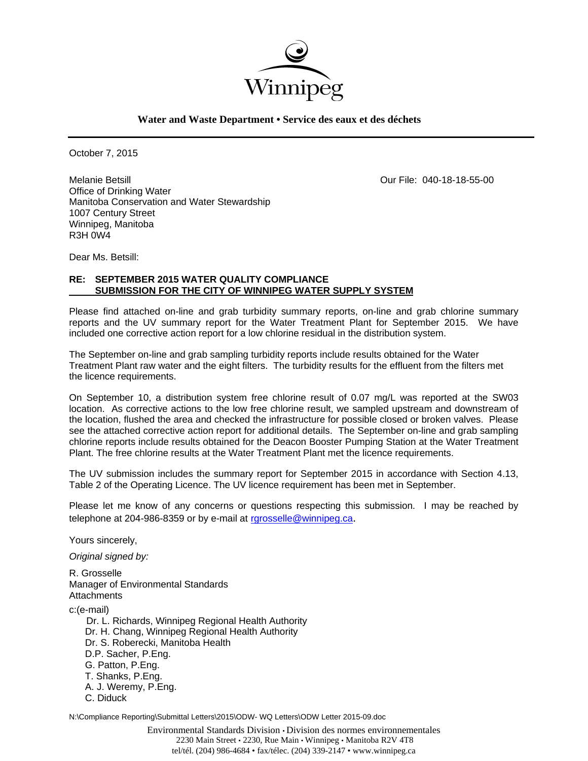Winnipeg

**Water and Waste Department • Service des eaux et des déchets**

October 7, 2015

Melanie Betsill
Office of Drinking Water
Manitoba Conservation and Water Stewardship
1007 Century Street
Winnipeg, Manitoba
R3H 0W4

Our File: 040-18-18-55-00

Dear Ms. Betsill:

**RE: SEPTEMBER 2015 WATER QUALITY COMPLIANCE SUBMISSION FOR THE CITY OF WINNIPEG WATER SUPPLY SYSTEM**

Please find attached on-line and grab turbidity summary reports, on-line and grab chlorine summary reports and the UV summary report for the Water Treatment Plant for September 2015. We have included one corrective action report for a low chlorine residual in the distribution system.

The September on-line and grab sampling turbidity reports include results obtained for the Water Treatment Plant raw water and the eight filters. The turbidity results for the effluent from the filters met the licence requirements.

On September 10, a distribution system free chlorine result of 0.07 mg/L was reported at the SW03 location. As corrective actions to the low free chlorine result, we sampled upstream and downstream of the location, flushed the area and checked the infrastructure for possible closed or broken valves. Please see the attached corrective action report for additional details. The September on-line and grab sampling chlorine reports include results obtained for the Deacon Booster Pumping Station at the Water Treatment Plant. The free chlorine results at the Water Treatment Plant met the licence requirements.

The UV submission includes the summary report for September 2015 in accordance with Section 4.13, Table 2 of the Operating Licence. The UV licence requirement has been met in September.

Please let me know of any concerns or questions respecting this submission. I may be reached by telephone at 204-986-8359 or by e-mail at rgrosselle@winnipeg.ca.

Yours sincerely,

*Original signed by:*

R. Grosselle
Manager of Environmental Standards
Attachments

c:(e-mail)
Dr. L. Richards, Winnipeg Regional Health Authority
Dr. H. Chang, Winnipeg Regional Health Authority
Dr. S. Roberecki, Manitoba Health
D.P. Sacher, P.Eng.
G. Patton, P.Eng.
T. Shanks, P.Eng.
A. J. Weremy, P.Eng.
C. Diduck

N:\Compliance Reporting\Submittal Letters\2015\ODW- WQ Letters\ODW Letter 2015-09.doc

Environmental Standards Division • Division des normes environnementales
2230 Main Street • 2230, Rue Main • Winnipeg • Manitoba R2V 4T8
tel/tél. (204) 986-4684 • fax/télec. (204) 339-2147 • www.winnipeg.ca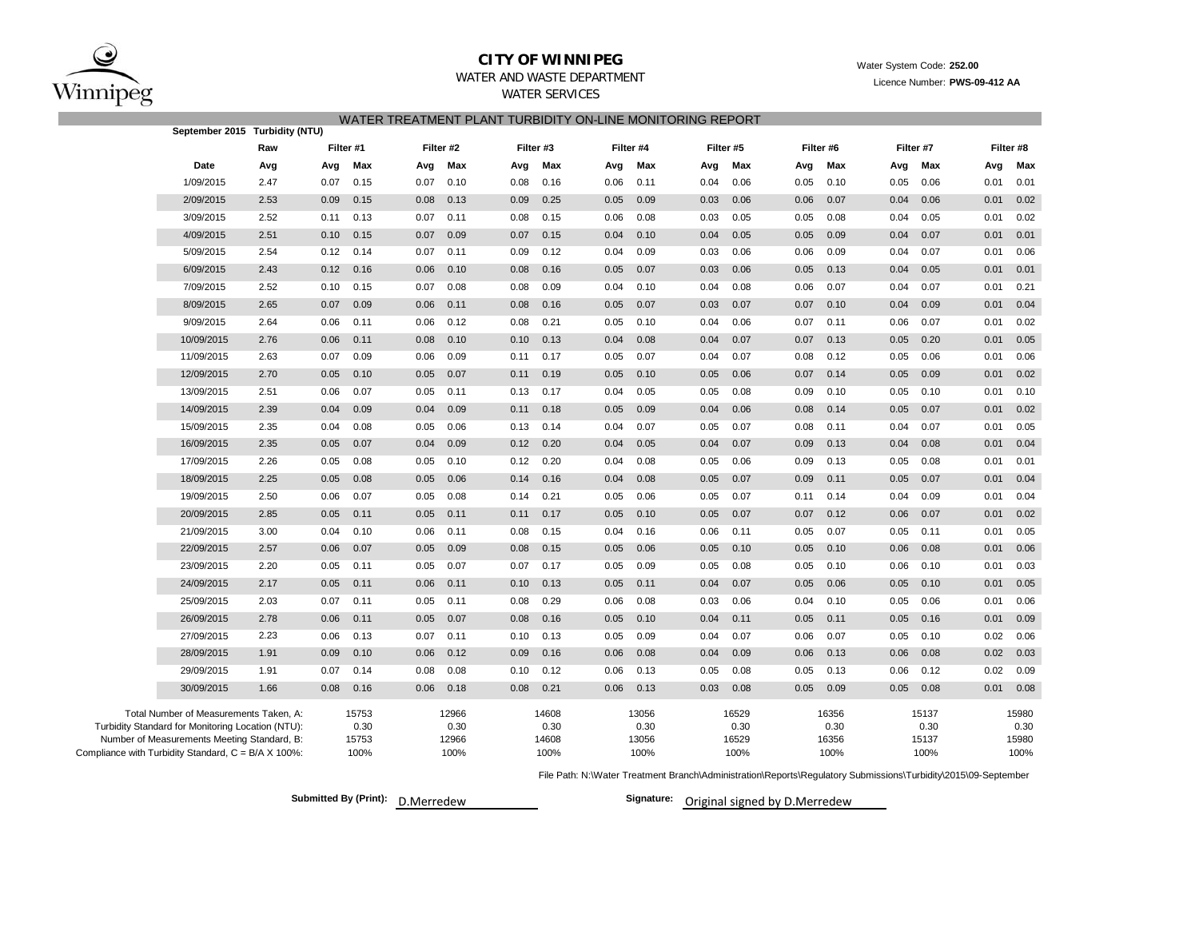# CITY OF WINNIPEG

WATER AND WASTE DEPARTMENT

WATER SERVICES

Water System Code: **252.00**

Licence Number: **PWS-09-412 AA**

## WATER TREATMENT PLANT TURBIDITY ON-LINE MONITORING REPORT

**September 2015 Turbidity (NTU)**

| | Raw | Filter #1 | | Filter #2 | | Filter #3 | | Filter #4 | | Filter #5 | | Filter #6 | | Filter #7 | | Filter #8 | |
|---|---|---|---|---|---|---|---|---|---|---|---|---|---|---|---|---|---|
| **Date** | **Avg** | **Avg** | **Max** | **Avg** | **Max** | **Avg** | **Max** | **Avg** | **Max** | **Avg** | **Max** | **Avg** | **Max** | **Avg** | **Max** | **Avg** | **Max** |
| 1/09/2015 | 2.47 | 0.07 | 0.15 | 0.07 | 0.10 | 0.08 | 0.16 | 0.06 | 0.11 | 0.04 | 0.06 | 0.05 | 0.10 | 0.05 | 0.06 | 0.01 | 0.01 |
| 2/09/2015 | 2.53 | 0.09 | 0.15 | 0.08 | 0.13 | 0.09 | 0.25 | 0.05 | 0.09 | 0.03 | 0.06 | 0.06 | 0.07 | 0.04 | 0.06 | 0.01 | 0.02 |
| 3/09/2015 | 2.52 | 0.11 | 0.13 | 0.07 | 0.11 | 0.08 | 0.15 | 0.06 | 0.08 | 0.03 | 0.05 | 0.05 | 0.08 | 0.04 | 0.05 | 0.01 | 0.02 |
| 4/09/2015 | 2.51 | 0.10 | 0.15 | 0.07 | 0.09 | 0.07 | 0.15 | 0.04 | 0.10 | 0.04 | 0.05 | 0.05 | 0.09 | 0.04 | 0.07 | 0.01 | 0.01 |
| 5/09/2015 | 2.54 | 0.12 | 0.14 | 0.07 | 0.11 | 0.09 | 0.12 | 0.04 | 0.09 | 0.03 | 0.06 | 0.06 | 0.09 | 0.04 | 0.07 | 0.01 | 0.06 |
| 6/09/2015 | 2.43 | 0.12 | 0.16 | 0.06 | 0.10 | 0.08 | 0.16 | 0.05 | 0.07 | 0.03 | 0.06 | 0.05 | 0.13 | 0.04 | 0.05 | 0.01 | 0.01 |
| 7/09/2015 | 2.52 | 0.10 | 0.15 | 0.07 | 0.08 | 0.08 | 0.09 | 0.04 | 0.10 | 0.04 | 0.08 | 0.06 | 0.07 | 0.04 | 0.07 | 0.01 | 0.21 |
| 8/09/2015 | 2.65 | 0.07 | 0.09 | 0.06 | 0.11 | 0.08 | 0.16 | 0.05 | 0.07 | 0.03 | 0.07 | 0.07 | 0.10 | 0.04 | 0.09 | 0.01 | 0.04 |
| 9/09/2015 | 2.64 | 0.06 | 0.11 | 0.06 | 0.12 | 0.08 | 0.21 | 0.05 | 0.10 | 0.04 | 0.06 | 0.07 | 0.11 | 0.06 | 0.07 | 0.01 | 0.02 |
| 10/09/2015 | 2.76 | 0.06 | 0.11 | 0.08 | 0.10 | 0.10 | 0.13 | 0.04 | 0.08 | 0.04 | 0.07 | 0.07 | 0.13 | 0.05 | 0.20 | 0.01 | 0.05 |
| 11/09/2015 | 2.63 | 0.07 | 0.09 | 0.06 | 0.09 | 0.11 | 0.17 | 0.05 | 0.07 | 0.04 | 0.07 | 0.08 | 0.12 | 0.05 | 0.06 | 0.01 | 0.06 |
| 12/09/2015 | 2.70 | 0.05 | 0.10 | 0.05 | 0.07 | 0.11 | 0.19 | 0.05 | 0.10 | 0.05 | 0.06 | 0.07 | 0.14 | 0.05 | 0.09 | 0.01 | 0.02 |
| 13/09/2015 | 2.51 | 0.06 | 0.07 | 0.05 | 0.11 | 0.13 | 0.17 | 0.04 | 0.05 | 0.05 | 0.08 | 0.09 | 0.10 | 0.05 | 0.10 | 0.01 | 0.10 |
| 14/09/2015 | 2.39 | 0.04 | 0.09 | 0.04 | 0.09 | 0.11 | 0.18 | 0.05 | 0.09 | 0.04 | 0.06 | 0.08 | 0.14 | 0.05 | 0.07 | 0.01 | 0.02 |
| 15/09/2015 | 2.35 | 0.04 | 0.08 | 0.05 | 0.06 | 0.13 | 0.14 | 0.04 | 0.07 | 0.05 | 0.07 | 0.08 | 0.11 | 0.04 | 0.07 | 0.01 | 0.05 |
| 16/09/2015 | 2.35 | 0.05 | 0.07 | 0.04 | 0.09 | 0.12 | 0.20 | 0.04 | 0.05 | 0.04 | 0.07 | 0.09 | 0.13 | 0.04 | 0.08 | 0.01 | 0.04 |
| 17/09/2015 | 2.26 | 0.05 | 0.08 | 0.05 | 0.10 | 0.12 | 0.20 | 0.04 | 0.08 | 0.05 | 0.06 | 0.09 | 0.13 | 0.05 | 0.08 | 0.01 | 0.01 |
| 18/09/2015 | 2.25 | 0.05 | 0.08 | 0.05 | 0.06 | 0.14 | 0.16 | 0.04 | 0.08 | 0.05 | 0.07 | 0.09 | 0.11 | 0.05 | 0.07 | 0.01 | 0.04 |
| 19/09/2015 | 2.50 | 0.06 | 0.07 | 0.05 | 0.08 | 0.14 | 0.21 | 0.05 | 0.06 | 0.05 | 0.07 | 0.11 | 0.14 | 0.04 | 0.09 | 0.01 | 0.04 |
| 20/09/2015 | 2.85 | 0.05 | 0.11 | 0.05 | 0.11 | 0.11 | 0.17 | 0.05 | 0.10 | 0.05 | 0.07 | 0.07 | 0.12 | 0.06 | 0.07 | 0.01 | 0.02 |
| 21/09/2015 | 3.00 | 0.04 | 0.10 | 0.06 | 0.11 | 0.08 | 0.15 | 0.04 | 0.16 | 0.06 | 0.11 | 0.05 | 0.07 | 0.05 | 0.11 | 0.01 | 0.05 |
| 22/09/2015 | 2.57 | 0.06 | 0.07 | 0.05 | 0.09 | 0.08 | 0.15 | 0.05 | 0.06 | 0.05 | 0.10 | 0.05 | 0.10 | 0.06 | 0.08 | 0.01 | 0.06 |
| 23/09/2015 | 2.20 | 0.05 | 0.11 | 0.05 | 0.07 | 0.07 | 0.17 | 0.05 | 0.09 | 0.05 | 0.08 | 0.05 | 0.10 | 0.06 | 0.10 | 0.01 | 0.03 |
| 24/09/2015 | 2.17 | 0.05 | 0.11 | 0.06 | 0.11 | 0.10 | 0.13 | 0.05 | 0.11 | 0.04 | 0.07 | 0.05 | 0.06 | 0.05 | 0.10 | 0.01 | 0.05 |
| 25/09/2015 | 2.03 | 0.07 | 0.11 | 0.05 | 0.11 | 0.08 | 0.29 | 0.06 | 0.08 | 0.03 | 0.06 | 0.04 | 0.10 | 0.05 | 0.06 | 0.01 | 0.06 |
| 26/09/2015 | 2.78 | 0.06 | 0.11 | 0.05 | 0.07 | 0.08 | 0.16 | 0.05 | 0.10 | 0.04 | 0.11 | 0.05 | 0.11 | 0.05 | 0.16 | 0.01 | 0.09 |
| 27/09/2015 | 2.23 | 0.06 | 0.13 | 0.07 | 0.11 | 0.10 | 0.13 | 0.05 | 0.09 | 0.04 | 0.07 | 0.06 | 0.07 | 0.05 | 0.10 | 0.02 | 0.06 |
| 28/09/2015 | 1.91 | 0.09 | 0.10 | 0.06 | 0.12 | 0.09 | 0.16 | 0.06 | 0.08 | 0.04 | 0.09 | 0.06 | 0.13 | 0.06 | 0.08 | 0.02 | 0.03 |
| 29/09/2015 | 1.91 | 0.07 | 0.14 | 0.08 | 0.08 | 0.10 | 0.12 | 0.06 | 0.13 | 0.05 | 0.08 | 0.05 | 0.13 | 0.06 | 0.12 | 0.02 | 0.09 |
| 30/09/2015 | 1.66 | 0.08 | 0.16 | 0.06 | 0.18 | 0.08 | 0.21 | 0.06 | 0.13 | 0.03 | 0.08 | 0.05 | 0.09 | 0.05 | 0.08 | 0.01 | 0.08 |

| | Filter #1 | Filter #2 | Filter #3 | Filter #4 | Filter #5 | Filter #6 | Filter #7 | Filter #8 |
|---|---|---|---|---|---|---|---|---|
| Total Number of Measurements Taken, A: | 15753 | 12966 | 14608 | 13056 | 16529 | 16356 | 15137 | 15980 |
| Turbidity Standard for Monitoring Location (NTU): | 0.30 | 0.30 | 0.30 | 0.30 | 0.30 | 0.30 | 0.30 | 0.30 |
| Number of Measurements Meeting Standard, B: | 15753 | 12966 | 14608 | 13056 | 16529 | 16356 | 15137 | 15980 |
| Compliance with Turbidity Standard, C = B/A X 100%: | 100% | 100% | 100% | 100% | 100% | 100% | 100% | 100% |

File Path: N:\Water Treatment Branch\Administration\Reports\Regulatory Submissions\Turbidity\2015\09-September

**Submitted By (Print):** D.Merredew

**Signature:** Original signed by D.Merredew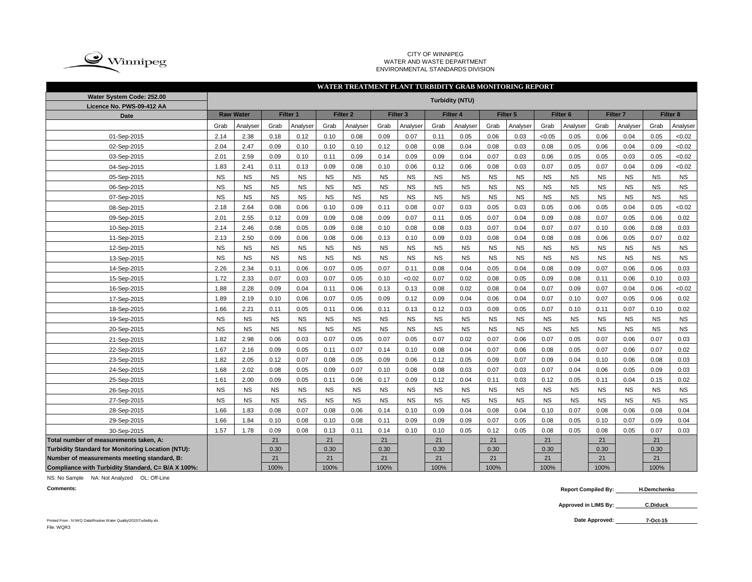CITY OF WINNIPEG
WATER AND WASTE DEPARTMENT
ENVIRONMENTAL STANDARDS DIVISION

## WATER TREATMENT PLANT TURBIDITY GRAB MONITORING REPORT

| Water System Code: 252.00 / Licence No. PWS-09-412 AA | Turbidity (NTU) | | | | | | | | | | | | | | | | | |
|---|---|---|---|---|---|---|---|---|---|---|---|---|---|---|---|---|---|---|
| Date | Raw Water | | Filter 1 | | Filter 2 | | Filter 3 | | Filter 4 | | Filter 5 | | Filter 6 | | Filter 7 | | Filter 8 | |
| | Grab | Analyser | Grab | Analyser | Grab | Analyser | Grab | Analyser | Grab | Analyser | Grab | Analyser | Grab | Analyser | Grab | Analyser | Grab | Analyser |
| 01-Sep-2015 | 2.14 | 2.38 | 0.18 | 0.12 | 0.10 | 0.08 | 0.09 | 0.07 | 0.11 | 0.05 | 0.06 | 0.03 | <0.05 | 0.05 | 0.06 | 0.04 | 0.05 | <0.02 |
| 02-Sep-2015 | 2.04 | 2.47 | 0.09 | 0.10 | 0.10 | 0.10 | 0.12 | 0.08 | 0.08 | 0.04 | 0.08 | 0.03 | 0.08 | 0.05 | 0.06 | 0.04 | 0.09 | <0.02 |
| 03-Sep-2015 | 2.01 | 2.59 | 0.09 | 0.10 | 0.11 | 0.09 | 0.14 | 0.09 | 0.09 | 0.04 | 0.07 | 0.03 | 0.06 | 0.05 | 0.05 | 0.03 | 0.05 | <0.02 |
| 04-Sep-2015 | 1.83 | 2.41 | 0.11 | 0.13 | 0.09 | 0.08 | 0.10 | 0.06 | 0.12 | 0.06 | 0.08 | 0.03 | 0.07 | 0.05 | 0.07 | 0.04 | 0.09 | <0.02 |
| 05-Sep-2015 | NS | NS | NS | NS | NS | NS | NS | NS | NS | NS | NS | NS | NS | NS | NS | NS | NS | NS |
| 06-Sep-2015 | NS | NS | NS | NS | NS | NS | NS | NS | NS | NS | NS | NS | NS | NS | NS | NS | NS | NS |
| 07-Sep-2015 | NS | NS | NS | NS | NS | NS | NS | NS | NS | NS | NS | NS | NS | NS | NS | NS | NS | NS |
| 08-Sep-2015 | 2.18 | 2.64 | 0.08 | 0.06 | 0.10 | 0.09 | 0.11 | 0.08 | 0.07 | 0.03 | 0.05 | 0.03 | 0.05 | 0.06 | 0.05 | 0.04 | 0.05 | <0.02 |
| 09-Sep-2015 | 2.01 | 2.55 | 0.12 | 0.09 | 0.09 | 0.08 | 0.09 | 0.07 | 0.11 | 0.05 | 0.07 | 0.04 | 0.09 | 0.08 | 0.07 | 0.05 | 0.06 | 0.02 |
| 10-Sep-2015 | 2.14 | 2.46 | 0.08 | 0.05 | 0.09 | 0.08 | 0.10 | 0.08 | 0.08 | 0.03 | 0.07 | 0.04 | 0.07 | 0.07 | 0.10 | 0.06 | 0.08 | 0.03 |
| 11-Sep-2015 | 2.13 | 2.50 | 0.09 | 0.06 | 0.08 | 0.06 | 0.13 | 0.10 | 0.09 | 0.03 | 0.08 | 0.04 | 0.08 | 0.08 | 0.06 | 0.05 | 0.07 | 0.02 |
| 12-Sep-2015 | NS | NS | NS | NS | NS | NS | NS | NS | NS | NS | NS | NS | NS | NS | NS | NS | NS | NS |
| 13-Sep-2015 | NS | NS | NS | NS | NS | NS | NS | NS | NS | NS | NS | NS | NS | NS | NS | NS | NS | NS |
| 14-Sep-2015 | 2.26 | 2.34 | 0.11 | 0.06 | 0.07 | 0.05 | 0.07 | 0.11 | 0.08 | 0.04 | 0.05 | 0.04 | 0.08 | 0.09 | 0.07 | 0.06 | 0.06 | 0.03 |
| 15-Sep-2015 | 1.72 | 2.33 | 0.07 | 0.03 | 0.07 | 0.05 | 0.10 | <0.02 | 0.07 | 0.02 | 0.08 | 0.05 | 0.09 | 0.08 | 0.11 | 0.06 | 0.10 | 0.03 |
| 16-Sep-2015 | 1.88 | 2.28 | 0.09 | 0.04 | 0.11 | 0.06 | 0.13 | 0.13 | 0.08 | 0.02 | 0.08 | 0.04 | 0.07 | 0.09 | 0.07 | 0.04 | 0.06 | <0.02 |
| 17-Sep-2015 | 1.89 | 2.19 | 0.10 | 0.06 | 0.07 | 0.05 | 0.09 | 0.12 | 0.09 | 0.04 | 0.06 | 0.04 | 0.07 | 0.10 | 0.07 | 0.05 | 0.06 | 0.02 |
| 18-Sep-2015 | 1.66 | 2.21 | 0.11 | 0.05 | 0.11 | 0.06 | 0.11 | 0.13 | 0.12 | 0.03 | 0.09 | 0.05 | 0.07 | 0.10 | 0.11 | 0.07 | 0.10 | 0.02 |
| 19-Sep-2015 | NS | NS | NS | NS | NS | NS | NS | NS | NS | NS | NS | NS | NS | NS | NS | NS | NS | NS |
| 20-Sep-2015 | NS | NS | NS | NS | NS | NS | NS | NS | NS | NS | NS | NS | NS | NS | NS | NS | NS | NS |
| 21-Sep-2015 | 1.82 | 2.98 | 0.06 | 0.03 | 0.07 | 0.05 | 0.07 | 0.05 | 0.07 | 0.02 | 0.07 | 0.06 | 0.07 | 0.05 | 0.07 | 0.06 | 0.07 | 0.03 |
| 22-Sep-2015 | 1.67 | 2.16 | 0.09 | 0.05 | 0.11 | 0.07 | 0.14 | 0.10 | 0.08 | 0.04 | 0.07 | 0.06 | 0.08 | 0.05 | 0.07 | 0.06 | 0.07 | 0.02 |
| 23-Sep-2015 | 1.82 | 2.05 | 0.12 | 0.07 | 0.08 | 0.05 | 0.09 | 0.06 | 0.12 | 0.05 | 0.09 | 0.07 | 0.09 | 0.04 | 0.10 | 0.06 | 0.08 | 0.03 |
| 24-Sep-2015 | 1.68 | 2.02 | 0.08 | 0.05 | 0.09 | 0.07 | 0.10 | 0.08 | 0.08 | 0.03 | 0.07 | 0.03 | 0.07 | 0.04 | 0.06 | 0.05 | 0.09 | 0.03 |
| 25-Sep-2015 | 1.61 | 2.00 | 0.09 | 0.05 | 0.11 | 0.06 | 0.17 | 0.09 | 0.12 | 0.04 | 0.11 | 0.03 | 0.12 | 0.05 | 0.11 | 0.04 | 0.15 | 0.02 |
| 26-Sep-2015 | NS | NS | NS | NS | NS | NS | NS | NS | NS | NS | NS | NS | NS | NS | NS | NS | NS | NS |
| 27-Sep-2015 | NS | NS | NS | NS | NS | NS | NS | NS | NS | NS | NS | NS | NS | NS | NS | NS | NS | NS |
| 28-Sep-2015 | 1.66 | 1.83 | 0.08 | 0.07 | 0.08 | 0.06 | 0.14 | 0.10 | 0.09 | 0.04 | 0.08 | 0.04 | 0.10 | 0.07 | 0.08 | 0.06 | 0.08 | 0.04 |
| 29-Sep-2015 | 1.66 | 1.84 | 0.10 | 0.08 | 0.10 | 0.08 | 0.11 | 0.09 | 0.09 | 0.09 | 0.07 | 0.05 | 0.08 | 0.05 | 0.10 | 0.07 | 0.09 | 0.04 |
| 30-Sep-2015 | 1.57 | 1.78 | 0.09 | 0.08 | 0.13 | 0.11 | 0.14 | 0.10 | 0.10 | 0.05 | 0.12 | 0.05 | 0.08 | 0.05 | 0.08 | 0.05 | 0.07 | 0.03 |
| **Total number of measurements taken, A:** | | | 21 | | 21 | | 21 | | 21 | | 21 | | 21 | | 21 | | 21 | |
| **Turbidity Standard for Monitoring Location (NTU):** | | | 0.30 | | 0.30 | | 0.30 | | 0.30 | | 0.30 | | 0.30 | | 0.30 | | 0.30 | |
| **Number of measurements meeting standard, B:** | | | 21 | | 21 | | 21 | | 21 | | 21 | | 21 | | 21 | | 21 | |
| **Compliance with Turbidity Standard, C= B/A X 100%:** | | | 100% | | 100% | | 100% | | 100% | | 100% | | 100% | | 100% | | 100% | |

NS: No Sample NA: Not Analyzed OL: Off-Line

**Comments:**

**Report Compiled By:** H.Demchenko

**Approved in LIMS By:** C.Diduck

**Date Approved:** 7-Oct-15

Printed From : N:\WQ Data\Routine Water Quality\2015\Turbidity.xls
File: WQR3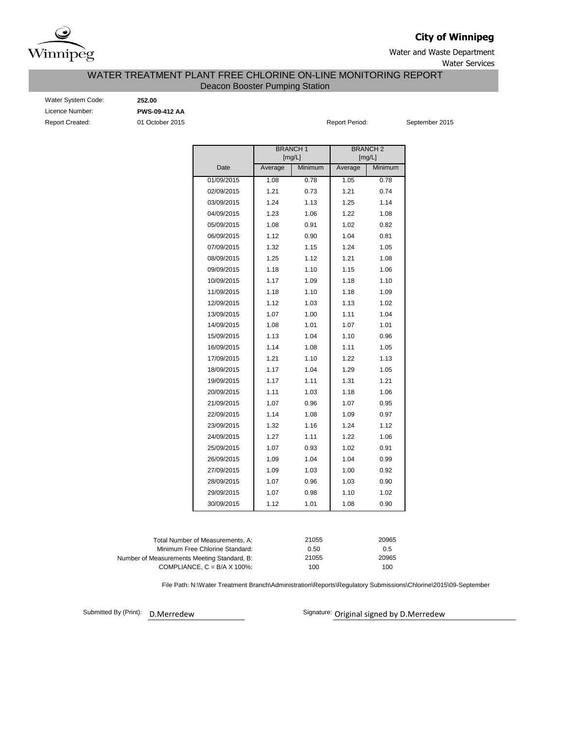**City of Winnipeg**

Water and Waste Department

Water Services

# WATER TREATMENT PLANT FREE CHLORINE ON-LINE MONITORING REPORT

## Deacon Booster Pumping Station

Water System Code: **252.00**

Licence Number: **PWS-09-412 AA**

Report Created: 01 October 2015

Report Period: September 2015

| | BRANCH 1 [mg/L] | | BRANCH 2 [mg/L] | |
|---|---|---|---|---|
| Date | Average | Minimum | Average | Minimum |
| 01/09/2015 | 1.08 | 0.78 | 1.05 | 0.78 |
| 02/09/2015 | 1.21 | 0.73 | 1.21 | 0.74 |
| 03/09/2015 | 1.24 | 1.13 | 1.25 | 1.14 |
| 04/09/2015 | 1.23 | 1.06 | 1.22 | 1.08 |
| 05/09/2015 | 1.08 | 0.91 | 1.02 | 0.82 |
| 06/09/2015 | 1.12 | 0.90 | 1.04 | 0.81 |
| 07/09/2015 | 1.32 | 1.15 | 1.24 | 1.05 |
| 08/09/2015 | 1.25 | 1.12 | 1.21 | 1.08 |
| 09/09/2015 | 1.18 | 1.10 | 1.15 | 1.06 |
| 10/09/2015 | 1.17 | 1.09 | 1.18 | 1.10 |
| 11/09/2015 | 1.18 | 1.10 | 1.18 | 1.09 |
| 12/09/2015 | 1.12 | 1.03 | 1.13 | 1.02 |
| 13/09/2015 | 1.07 | 1.00 | 1.11 | 1.04 |
| 14/09/2015 | 1.08 | 1.01 | 1.07 | 1.01 |
| 15/09/2015 | 1.13 | 1.04 | 1.10 | 0.96 |
| 16/09/2015 | 1.14 | 1.08 | 1.11 | 1.05 |
| 17/09/2015 | 1.21 | 1.10 | 1.22 | 1.13 |
| 18/09/2015 | 1.17 | 1.04 | 1.29 | 1.05 |
| 19/09/2015 | 1.17 | 1.11 | 1.31 | 1.21 |
| 20/09/2015 | 1.11 | 1.03 | 1.18 | 1.06 |
| 21/09/2015 | 1.07 | 0.96 | 1.07 | 0.95 |
| 22/09/2015 | 1.14 | 1.08 | 1.09 | 0.97 |
| 23/09/2015 | 1.32 | 1.16 | 1.24 | 1.12 |
| 24/09/2015 | 1.27 | 1.11 | 1.22 | 1.06 |
| 25/09/2015 | 1.07 | 0.93 | 1.02 | 0.91 |
| 26/09/2015 | 1.09 | 1.04 | 1.04 | 0.99 |
| 27/09/2015 | 1.09 | 1.03 | 1.00 | 0.92 |
| 28/09/2015 | 1.07 | 0.96 | 1.03 | 0.90 |
| 29/09/2015 | 1.07 | 0.98 | 1.10 | 1.02 |
| 30/09/2015 | 1.12 | 1.01 | 1.08 | 0.90 |

| | Branch 1 | Branch 2 |
|---|---|---|
| Total Number of Measurements, A: | 21055 | 20965 |
| Minimum Free Chlorine Standard: | 0.50 | 0.5 |
| Number of Measurements Meeting Standard, B: | 21055 | 20965 |
| COMPLIANCE, C = B/A X 100%: | 100 | 100 |

File Path: N:\Water Treatment Branch\Administration\Reports\Regulatory Submissions\Chlorine\2015\09-September

Submitted By (Print): D.Merredew

Signature: Original signed by D.Merredew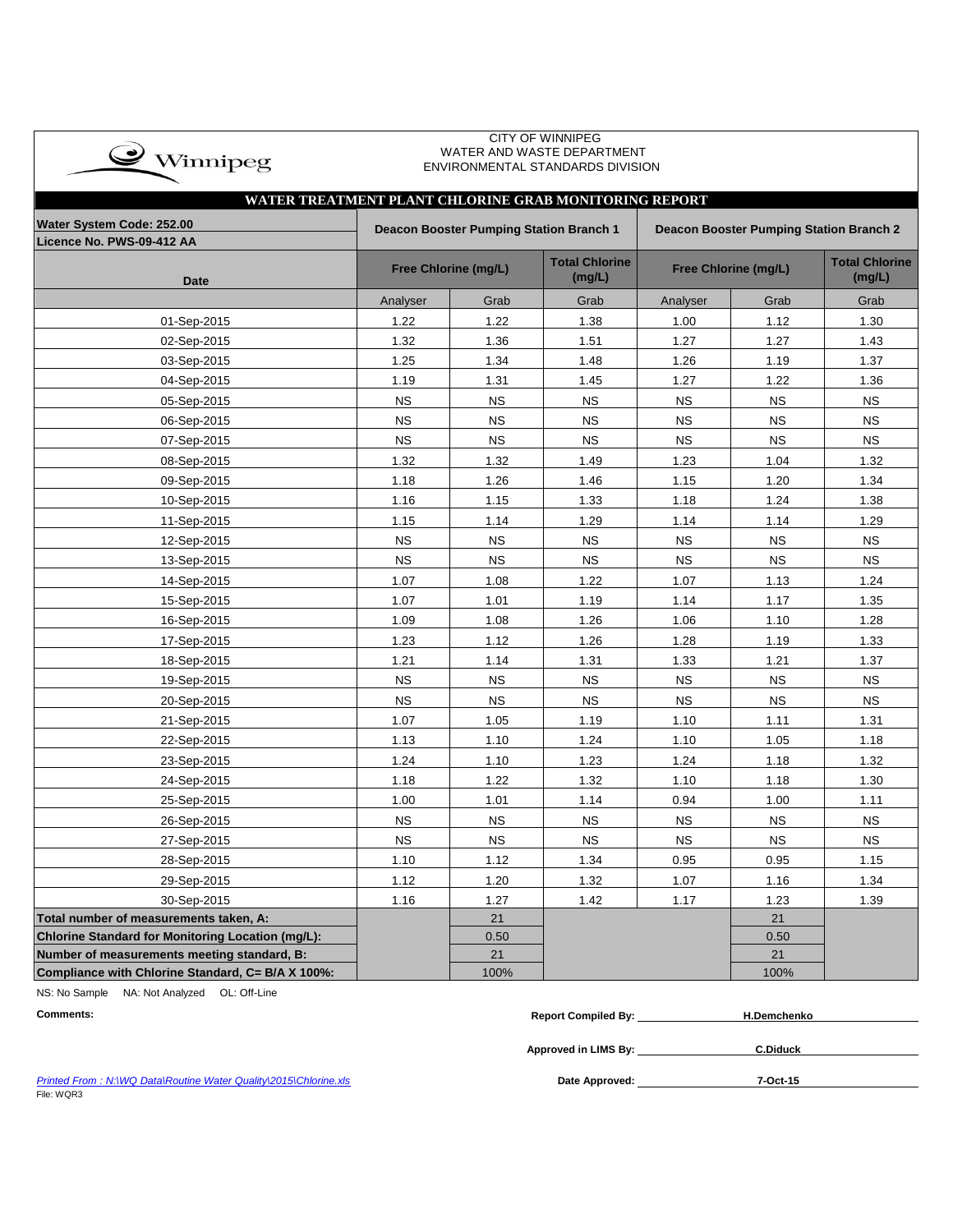CITY OF WINNIPEG
WATER AND WASTE DEPARTMENT
ENVIRONMENTAL STANDARDS DIVISION

## WATER TREATMENT PLANT CHLORINE GRAB MONITORING REPORT

| Water System Code: 252.00<br>Licence No. PWS-09-412 AA | Deacon Booster Pumping Station Branch 1 | | | Deacon Booster Pumping Station Branch 2 | | |
|---|---|---|---|---|---|---|
| Date | Free Chlorine (mg/L) | | Total Chlorine (mg/L) | Free Chlorine (mg/L) | | Total Chlorine (mg/L) |
| | Analyser | Grab | Grab | Analyser | Grab | Grab |
| 01-Sep-2015 | 1.22 | 1.22 | 1.38 | 1.00 | 1.12 | 1.30 |
| 02-Sep-2015 | 1.32 | 1.36 | 1.51 | 1.27 | 1.27 | 1.43 |
| 03-Sep-2015 | 1.25 | 1.34 | 1.48 | 1.26 | 1.19 | 1.37 |
| 04-Sep-2015 | 1.19 | 1.31 | 1.45 | 1.27 | 1.22 | 1.36 |
| 05-Sep-2015 | NS | NS | NS | NS | NS | NS |
| 06-Sep-2015 | NS | NS | NS | NS | NS | NS |
| 07-Sep-2015 | NS | NS | NS | NS | NS | NS |
| 08-Sep-2015 | 1.32 | 1.32 | 1.49 | 1.23 | 1.04 | 1.32 |
| 09-Sep-2015 | 1.18 | 1.26 | 1.46 | 1.15 | 1.20 | 1.34 |
| 10-Sep-2015 | 1.16 | 1.15 | 1.33 | 1.18 | 1.24 | 1.38 |
| 11-Sep-2015 | 1.15 | 1.14 | 1.29 | 1.14 | 1.14 | 1.29 |
| 12-Sep-2015 | NS | NS | NS | NS | NS | NS |
| 13-Sep-2015 | NS | NS | NS | NS | NS | NS |
| 14-Sep-2015 | 1.07 | 1.08 | 1.22 | 1.07 | 1.13 | 1.24 |
| 15-Sep-2015 | 1.07 | 1.01 | 1.19 | 1.14 | 1.17 | 1.35 |
| 16-Sep-2015 | 1.09 | 1.08 | 1.26 | 1.06 | 1.10 | 1.28 |
| 17-Sep-2015 | 1.23 | 1.12 | 1.26 | 1.28 | 1.19 | 1.33 |
| 18-Sep-2015 | 1.21 | 1.14 | 1.31 | 1.33 | 1.21 | 1.37 |
| 19-Sep-2015 | NS | NS | NS | NS | NS | NS |
| 20-Sep-2015 | NS | NS | NS | NS | NS | NS |
| 21-Sep-2015 | 1.07 | 1.05 | 1.19 | 1.10 | 1.11 | 1.31 |
| 22-Sep-2015 | 1.13 | 1.10 | 1.24 | 1.10 | 1.05 | 1.18 |
| 23-Sep-2015 | 1.24 | 1.10 | 1.23 | 1.24 | 1.18 | 1.32 |
| 24-Sep-2015 | 1.18 | 1.22 | 1.32 | 1.10 | 1.18 | 1.30 |
| 25-Sep-2015 | 1.00 | 1.01 | 1.14 | 0.94 | 1.00 | 1.11 |
| 26-Sep-2015 | NS | NS | NS | NS | NS | NS |
| 27-Sep-2015 | NS | NS | NS | NS | NS | NS |
| 28-Sep-2015 | 1.10 | 1.12 | 1.34 | 0.95 | 0.95 | 1.15 |
| 29-Sep-2015 | 1.12 | 1.20 | 1.32 | 1.07 | 1.16 | 1.34 |
| 30-Sep-2015 | 1.16 | 1.27 | 1.42 | 1.17 | 1.23 | 1.39 |
| **Total number of measurements taken, A:** | | 21 | | | 21 | |
| **Chlorine Standard for Monitoring Location (mg/L):** | | 0.50 | | | 0.50 | |
| **Number of measurements meeting standard, B:** | | 21 | | | 21 | |
| **Compliance with Chlorine Standard, C= B/A X 100%:** | | 100% | | | 100% | |

NS: No Sample NA: Not Analyzed OL: Off-Line

**Comments:**

**Report Compiled By:** **H.Demchenko**

**Approved in LIMS By:** **C.Diduck**

**Date Approved:** **7-Oct-15**

*Printed From : N:\WQ Data\Routine Water Quality\2015\Chlorine.xls*
File: WQR3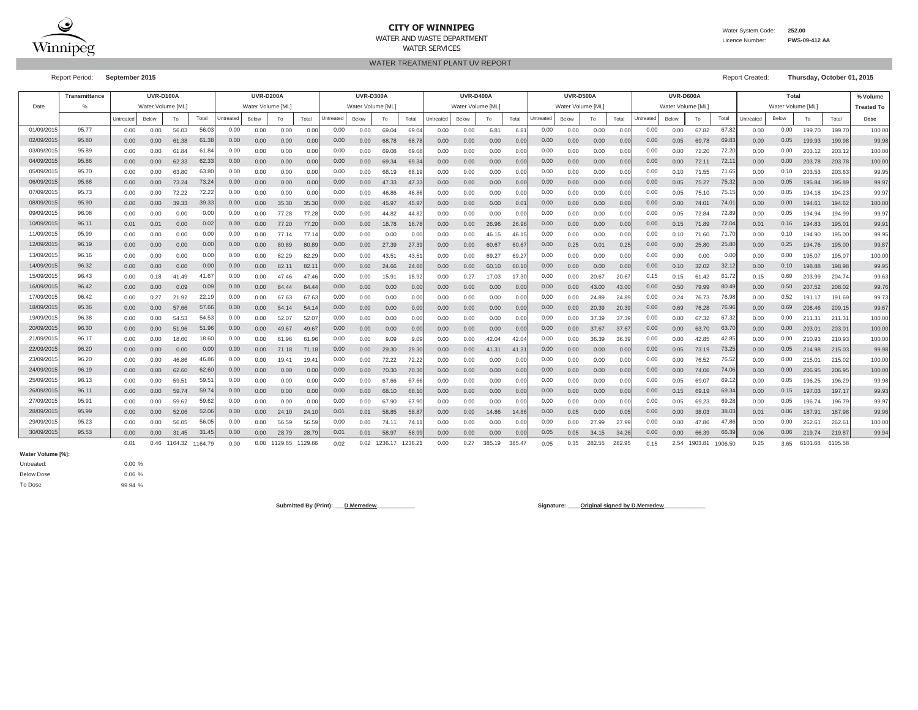Winnipeg

# CITY OF WINNIPEG

WATER AND WASTE DEPARTMENT

WATER SERVICES

Water System Code: **252.00**

Licence Number: **PWS-09-412 AA**

## WATER TREATMENT PLANT UV REPORT

Report Period: **September 2015**

Report Created: **Thursday, October 01, 2015**

| Date | Transmittance | UVR-D100A | | | | UVR-D200A | | | | UVR-D300A | | | | UVR-D400A | | | | UVR-D500A | | | | UVR-D600A | | | | Total | | | | % Volume |
|---|---|---|---|---|---|---|---|---|---|---|---|---|---|---|---|---|---|---|---|---|---|---|---|---|---|---|---|---|---|---|
| | % | Water Volume [ML] | | | | Water Volume [ML] | | | | Water Volume [ML] | | | | Water Volume [ML] | | | | Water Volume [ML] | | | | Water Volume [ML] | | | | Water Volume [ML] | | | | Treated To |
| | | Untreated | Below | To | Total | Untreated | Below | To | Total | Untreated | Below | To | Total | Untreated | Below | To | Total | Untreated | Below | To | Total | Untreated | Below | To | Total | Untreated | Below | To | Total | Dose |
| 01/09/2015 | 95.77 | 0.00 | 0.00 | 56.03 | 56.03 | 0.00 | 0.00 | 0.00 | 0.00 | 0.00 | 0.00 | 69.04 | 69.04 | 0.00 | 0.00 | 6.81 | 6.81 | 0.00 | 0.00 | 0.00 | 0.00 | 0.00 | 0.00 | 67.82 | 67.82 | 0.00 | 0.00 | 199.70 | 199.70 | 100.00 |
| 02/09/2015 | 95.80 | 0.00 | 0.00 | 61.38 | 61.38 | 0.00 | 0.00 | 0.00 | 0.00 | 0.00 | 0.00 | 68.78 | 68.78 | 0.00 | 0.00 | 0.00 | 0.00 | 0.00 | 0.00 | 0.00 | 0.00 | 0.00 | 0.05 | 69.78 | 69.83 | 0.00 | 0.05 | 199.93 | 199.98 | 99.98 |
| 03/09/2015 | 95.89 | 0.00 | 0.00 | 61.84 | 61.84 | 0.00 | 0.00 | 0.00 | 0.00 | 0.00 | 0.00 | 69.08 | 69.08 | 0.00 | 0.00 | 0.00 | 0.00 | 0.00 | 0.00 | 0.00 | 0.00 | 0.00 | 0.00 | 72.20 | 72.20 | 0.00 | 0.00 | 203.12 | 203.12 | 100.00 |
| 04/09/2015 | 95.86 | 0.00 | 0.00 | 62.33 | 62.33 | 0.00 | 0.00 | 0.00 | 0.00 | 0.00 | 0.00 | 69.34 | 69.34 | 0.00 | 0.00 | 0.00 | 0.00 | 0.00 | 0.00 | 0.00 | 0.00 | 0.00 | 0.00 | 72.11 | 72.11 | 0.00 | 0.00 | 203.78 | 203.78 | 100.00 |
| 05/09/2015 | 95.70 | 0.00 | 0.00 | 63.80 | 63.80 | 0.00 | 0.00 | 0.00 | 0.00 | 0.00 | 0.00 | 68.19 | 68.19 | 0.00 | 0.00 | 0.00 | 0.00 | 0.00 | 0.00 | 0.00 | 0.00 | 0.00 | 0.10 | 71.55 | 71.65 | 0.00 | 0.10 | 203.53 | 203.63 | 99.95 |
| 06/09/2015 | 95.68 | 0.00 | 0.00 | 73.24 | 73.24 | 0.00 | 0.00 | 0.00 | 0.00 | 0.00 | 0.00 | 47.33 | 47.33 | 0.00 | 0.00 | 0.00 | 0.00 | 0.00 | 0.00 | 0.00 | 0.00 | 0.00 | 0.05 | 75.27 | 75.32 | 0.00 | 0.05 | 195.84 | 195.89 | 99.97 |
| 07/09/2015 | 95.73 | 0.00 | 0.00 | 72.22 | 72.22 | 0.00 | 0.00 | 0.00 | 0.00 | 0.00 | 0.00 | 46.86 | 46.86 | 0.00 | 0.00 | 0.00 | 0.00 | 0.00 | 0.00 | 0.00 | 0.00 | 0.00 | 0.05 | 75.10 | 75.15 | 0.00 | 0.05 | 194.18 | 194.23 | 99.97 |
| 08/09/2015 | 95.90 | 0.00 | 0.00 | 39.33 | 39.33 | 0.00 | 0.00 | 35.30 | 35.30 | 0.00 | 0.00 | 45.97 | 45.97 | 0.00 | 0.00 | 0.00 | 0.01 | 0.00 | 0.00 | 0.00 | 0.00 | 0.00 | 0.00 | 74.01 | 74.01 | 0.00 | 0.00 | 194.61 | 194.62 | 100.00 |
| 09/09/2015 | 96.08 | 0.00 | 0.00 | 0.00 | 0.00 | 0.00 | 0.00 | 77.28 | 77.28 | 0.00 | 0.00 | 44.82 | 44.82 | 0.00 | 0.00 | 0.00 | 0.00 | 0.00 | 0.00 | 0.00 | 0.00 | 0.00 | 0.05 | 72.84 | 72.89 | 0.00 | 0.05 | 194.94 | 194.99 | 99.97 |
| 10/09/2015 | 96.11 | 0.01 | 0.01 | 0.00 | 0.02 | 0.00 | 0.00 | 77.20 | 77.20 | 0.00 | 0.00 | 18.78 | 18.78 | 0.00 | 0.00 | 26.96 | 26.96 | 0.00 | 0.00 | 0.00 | 0.00 | 0.00 | 0.15 | 71.89 | 72.04 | 0.01 | 0.16 | 194.83 | 195.01 | 99.91 |
| 11/09/2015 | 95.99 | 0.00 | 0.00 | 0.00 | 0.00 | 0.00 | 0.00 | 77.14 | 77.14 | 0.00 | 0.00 | 0.00 | 0.00 | 0.00 | 0.00 | 46.15 | 46.15 | 0.00 | 0.00 | 0.00 | 0.00 | 0.00 | 0.10 | 71.60 | 71.70 | 0.00 | 0.10 | 194.90 | 195.00 | 99.95 |
| 12/09/2015 | 96.19 | 0.00 | 0.00 | 0.00 | 0.00 | 0.00 | 0.00 | 80.89 | 80.89 | 0.00 | 0.00 | 27.39 | 27.39 | 0.00 | 0.00 | 60.67 | 60.67 | 0.00 | 0.25 | 0.01 | 0.25 | 0.00 | 0.00 | 25.80 | 25.80 | 0.00 | 0.25 | 194.76 | 195.00 | 99.87 |
| 13/09/2015 | 96.16 | 0.00 | 0.00 | 0.00 | 0.00 | 0.00 | 0.00 | 82.29 | 82.29 | 0.00 | 0.00 | 43.51 | 43.51 | 0.00 | 0.00 | 69.27 | 69.27 | 0.00 | 0.00 | 0.00 | 0.00 | 0.00 | 0.00 | 0.00 | 0.00 | 0.00 | 0.00 | 195.07 | 195.07 | 100.00 |
| 14/09/2015 | 96.32 | 0.00 | 0.00 | 0.00 | 0.00 | 0.00 | 0.00 | 82.11 | 82.11 | 0.00 | 0.00 | 24.66 | 24.66 | 0.00 | 0.00 | 60.10 | 60.10 | 0.00 | 0.00 | 0.00 | 0.00 | 0.00 | 0.10 | 32.02 | 32.12 | 0.00 | 0.10 | 198.88 | 198.98 | 99.95 |
| 15/09/2015 | 96.43 | 0.00 | 0.18 | 41.49 | 41.67 | 0.00 | 0.00 | 47.46 | 47.46 | 0.00 | 0.00 | 15.91 | 15.92 | 0.00 | 0.27 | 17.03 | 17.30 | 0.00 | 0.00 | 20.67 | 20.67 | 0.15 | 0.15 | 61.42 | 61.72 | 0.15 | 0.60 | 203.99 | 204.74 | 99.63 |
| 16/09/2015 | 96.42 | 0.00 | 0.00 | 0.09 | 0.09 | 0.00 | 0.00 | 84.44 | 84.44 | 0.00 | 0.00 | 0.00 | 0.00 | 0.00 | 0.00 | 0.00 | 0.00 | 0.00 | 0.00 | 43.00 | 43.00 | 0.00 | 0.50 | 79.99 | 80.49 | 0.00 | 0.50 | 207.52 | 208.02 | 99.76 |
| 17/09/2015 | 96.42 | 0.00 | 0.27 | 21.92 | 22.19 | 0.00 | 0.00 | 67.63 | 67.63 | 0.00 | 0.00 | 0.00 | 0.00 | 0.00 | 0.00 | 0.00 | 0.00 | 0.00 | 0.00 | 24.89 | 24.89 | 0.00 | 0.24 | 76.73 | 76.98 | 0.00 | 0.52 | 191.17 | 191.69 | 99.73 |
| 18/09/2015 | 95.36 | 0.00 | 0.00 | 57.66 | 57.66 | 0.00 | 0.00 | 54.14 | 54.14 | 0.00 | 0.00 | 0.00 | 0.00 | 0.00 | 0.00 | 0.00 | 0.00 | 0.00 | 0.00 | 20.39 | 20.39 | 0.00 | 0.69 | 76.28 | 76.96 | 0.00 | 0.69 | 208.46 | 209.15 | 99.67 |
| 19/09/2015 | 96.38 | 0.00 | 0.00 | 54.53 | 54.53 | 0.00 | 0.00 | 52.07 | 52.07 | 0.00 | 0.00 | 0.00 | 0.00 | 0.00 | 0.00 | 0.00 | 0.00 | 0.00 | 0.00 | 37.39 | 37.39 | 0.00 | 0.00 | 67.32 | 67.32 | 0.00 | 0.00 | 211.31 | 211.31 | 100.00 |
| 20/09/2015 | 96.30 | 0.00 | 0.00 | 51.96 | 51.96 | 0.00 | 0.00 | 49.67 | 49.67 | 0.00 | 0.00 | 0.00 | 0.00 | 0.00 | 0.00 | 0.00 | 0.00 | 0.00 | 0.00 | 37.67 | 37.67 | 0.00 | 0.00 | 63.70 | 63.70 | 0.00 | 0.00 | 203.01 | 203.01 | 100.00 |
| 21/09/2015 | 96.17 | 0.00 | 0.00 | 18.60 | 18.60 | 0.00 | 0.00 | 61.96 | 61.96 | 0.00 | 0.00 | 9.09 | 9.09 | 0.00 | 0.00 | 42.04 | 42.04 | 0.00 | 0.00 | 36.39 | 36.39 | 0.00 | 0.00 | 42.85 | 42.85 | 0.00 | 0.00 | 210.93 | 210.93 | 100.00 |
| 22/09/2015 | 96.20 | 0.00 | 0.00 | 0.00 | 0.00 | 0.00 | 0.00 | 71.18 | 71.18 | 0.00 | 0.00 | 29.30 | 29.30 | 0.00 | 0.00 | 41.31 | 41.31 | 0.00 | 0.00 | 0.00 | 0.00 | 0.00 | 0.05 | 73.19 | 73.25 | 0.00 | 0.05 | 214.98 | 215.03 | 99.98 |
| 23/09/2015 | 96.20 | 0.00 | 0.00 | 46.86 | 46.86 | 0.00 | 0.00 | 19.41 | 19.41 | 0.00 | 0.00 | 72.22 | 72.22 | 0.00 | 0.00 | 0.00 | 0.00 | 0.00 | 0.00 | 0.00 | 0.00 | 0.00 | 0.00 | 76.52 | 76.52 | 0.00 | 0.00 | 215.01 | 215.02 | 100.00 |
| 24/09/2015 | 96.19 | 0.00 | 0.00 | 62.60 | 62.60 | 0.00 | 0.00 | 0.00 | 0.00 | 0.00 | 0.00 | 70.30 | 70.30 | 0.00 | 0.00 | 0.00 | 0.00 | 0.00 | 0.00 | 0.00 | 0.00 | 0.00 | 0.00 | 74.06 | 74.06 | 0.00 | 0.00 | 206.95 | 206.95 | 100.00 |
| 25/09/2015 | 96.13 | 0.00 | 0.00 | 59.51 | 59.51 | 0.00 | 0.00 | 0.00 | 0.00 | 0.00 | 0.00 | 67.66 | 67.66 | 0.00 | 0.00 | 0.00 | 0.00 | 0.00 | 0.00 | 0.00 | 0.00 | 0.00 | 0.05 | 69.07 | 69.12 | 0.00 | 0.05 | 196.25 | 196.29 | 99.98 |
| 26/09/2015 | 96.11 | 0.00 | 0.00 | 59.74 | 59.74 | 0.00 | 0.00 | 0.00 | 0.00 | 0.00 | 0.00 | 68.10 | 68.10 | 0.00 | 0.00 | 0.00 | 0.00 | 0.00 | 0.00 | 0.00 | 0.00 | 0.00 | 0.15 | 69.19 | 69.34 | 0.00 | 0.15 | 197.03 | 197.17 | 99.93 |
| 27/09/2015 | 95.91 | 0.00 | 0.00 | 59.62 | 59.62 | 0.00 | 0.00 | 0.00 | 0.00 | 0.00 | 0.00 | 67.90 | 67.90 | 0.00 | 0.00 | 0.00 | 0.00 | 0.00 | 0.00 | 0.00 | 0.00 | 0.00 | 0.05 | 69.23 | 69.28 | 0.00 | 0.05 | 196.74 | 196.79 | 99.97 |
| 28/09/2015 | 95.99 | 0.00 | 0.00 | 52.06 | 52.06 | 0.00 | 0.00 | 24.10 | 24.10 | 0.01 | 0.01 | 58.85 | 58.87 | 0.00 | 0.00 | 14.86 | 14.86 | 0.00 | 0.05 | 0.00 | 0.05 | 0.00 | 0.00 | 38.03 | 38.03 | 0.01 | 0.06 | 187.91 | 187.98 | 99.96 |
| 29/09/2015 | 95.23 | 0.00 | 0.00 | 56.05 | 56.05 | 0.00 | 0.00 | 56.59 | 56.59 | 0.00 | 0.00 | 74.11 | 74.11 | 0.00 | 0.00 | 0.00 | 0.00 | 0.00 | 0.00 | 27.99 | 27.99 | 0.00 | 0.00 | 47.86 | 47.86 | 0.00 | 0.00 | 262.61 | 262.61 | 100.00 |
| 30/09/2015 | 95.53 | 0.00 | 0.00 | 31.45 | 31.45 | 0.00 | 0.00 | 28.79 | 28.79 | 0.01 | 0.01 | 58.97 | 58.99 | 0.00 | 0.00 | 0.00 | 0.00 | 0.05 | 0.05 | 34.15 | 34.26 | 0.00 | 0.00 | 66.39 | 66.39 | 0.06 | 0.06 | 219.74 | 219.87 | 99.94 |
| | | 0.01 | 0.46 | 1164.32 | 1164.79 | 0.00 | 0.00 | 1129.65 | 1129.66 | 0.02 | 0.02 | 1236.17 | 1236.21 | 0.00 | 0.27 | 385.19 | 385.47 | 0.05 | 0.35 | 282.55 | 282.95 | 0.15 | 2.54 | 1903.81 | 1906.50 | 0.25 | 3.65 | 6101.68 | 6105.58 | |

**Water Volume [%]:**

| | |
|---|---|
| Untreated: | 0.00 % |
| Below Dose | 0.06 % |
| To Dose | 99.94 % |

**Submitted By (Print):** D.Merredew

**Signature:** Original signed by D.Merredew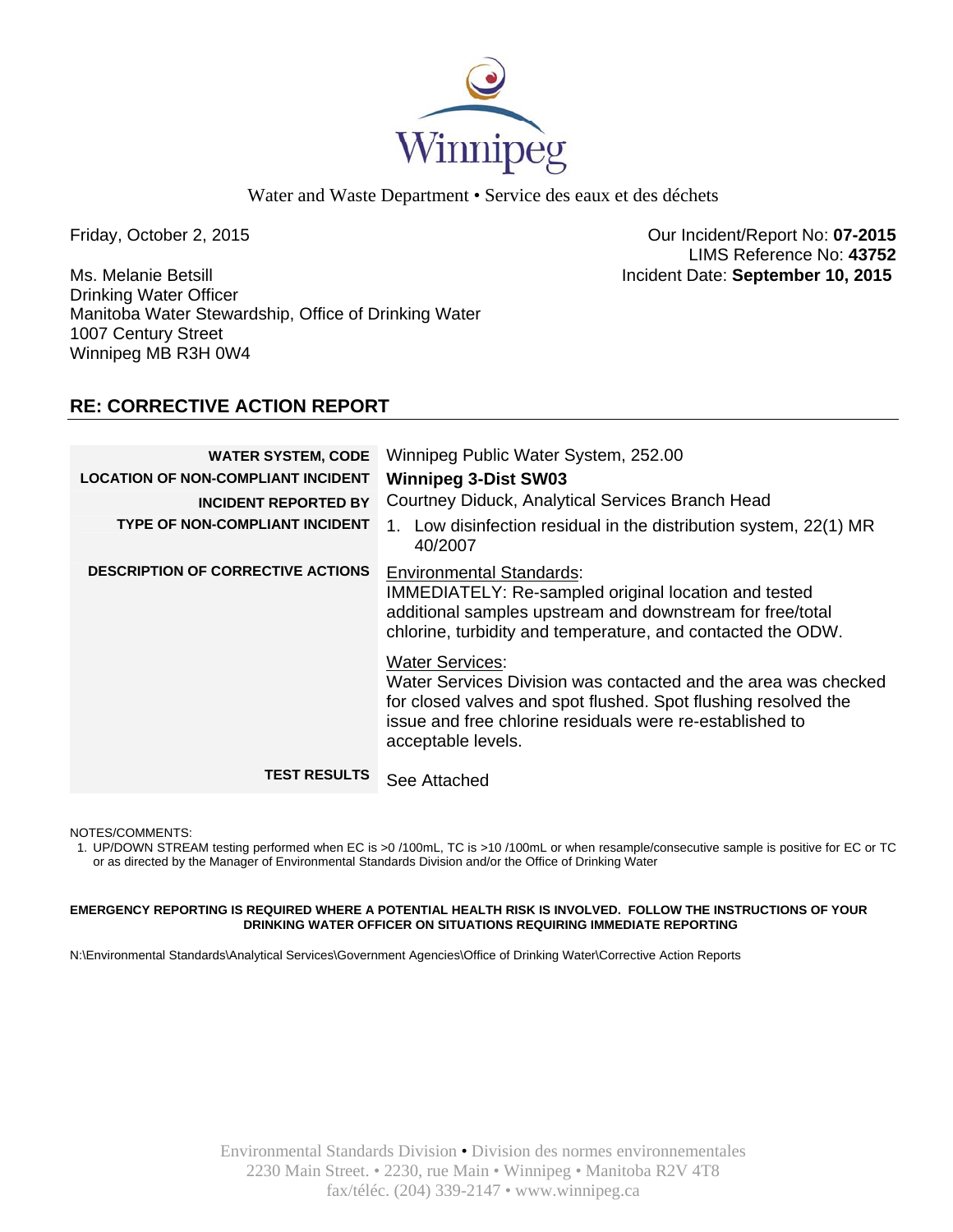Winnipeg

Water and Waste Department • Service des eaux et des déchets

Friday, October 2, 2015

Our Incident/Report No: **07-2015**
LIMS Reference No: **43752**
Incident Date: **September 10, 2015**

Ms. Melanie Betsill
Drinking Water Officer
Manitoba Water Stewardship, Office of Drinking Water
1007 Century Street
Winnipeg MB R3H 0W4

## RE: CORRECTIVE ACTION REPORT

| | |
|---|---|
| **WATER SYSTEM, CODE** | Winnipeg Public Water System, 252.00 |
| **LOCATION OF NON-COMPLIANT INCIDENT** | **Winnipeg 3-Dist SW03** |
| **INCIDENT REPORTED BY** | Courtney Diduck, Analytical Services Branch Head |
| **TYPE OF NON-COMPLIANT INCIDENT** | 1. Low disinfection residual in the distribution system, 22(1) MR 40/2007 |
| **DESCRIPTION OF CORRECTIVE ACTIONS** | Environmental Standards: IMMEDIATELY: Re-sampled original location and tested additional samples upstream and downstream for free/total chlorine, turbidity and temperature, and contacted the ODW.<br><br>Water Services: Water Services Division was contacted and the area was checked for closed valves and spot flushed. Spot flushing resolved the issue and free chlorine residuals were re-established to acceptable levels. |
| **TEST RESULTS** | See Attached |

NOTES/COMMENTS:

1. UP/DOWN STREAM testing performed when EC is >0 /100mL, TC is >10 /100mL or when resample/consecutive sample is positive for EC or TC or as directed by the Manager of Environmental Standards Division and/or the Office of Drinking Water

**EMERGENCY REPORTING IS REQUIRED WHERE A POTENTIAL HEALTH RISK IS INVOLVED. FOLLOW THE INSTRUCTIONS OF YOUR DRINKING WATER OFFICER ON SITUATIONS REQUIRING IMMEDIATE REPORTING**

N:\Environmental Standards\Analytical Services\Government Agencies\Office of Drinking Water\Corrective Action Reports

Environmental Standards Division • Division des normes environnementales
2230 Main Street. • 2230, rue Main • Winnipeg • Manitoba R2V 4T8
fax/téléc. (204) 339-2147 • www.winnipeg.ca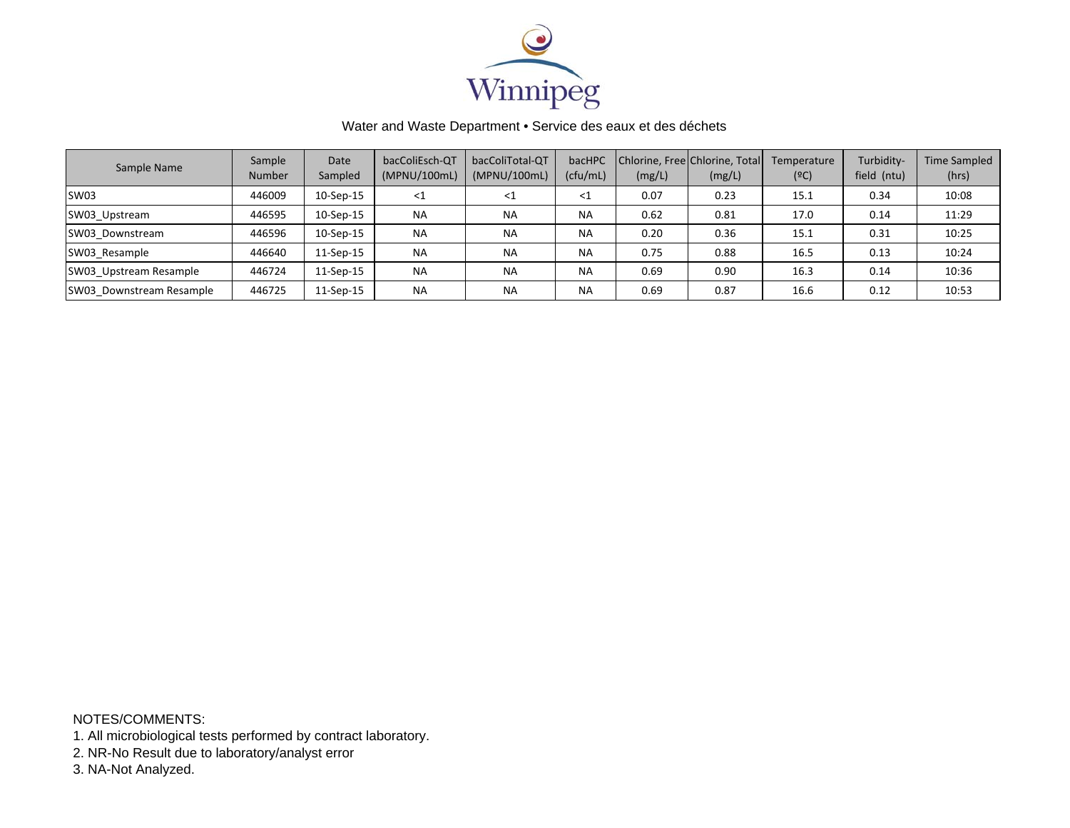Winnipeg

Water and Waste Department • Service des eaux et des déchets

| Sample Name | Sample Number | Date Sampled | bacColiEsch-QT (MPNU/100mL) | bacColiTotal-QT (MPNU/100mL) | bacHPC (cfu/mL) | Chlorine, Free (mg/L) | Chlorine, Total (mg/L) | Temperature (ºC) | Turbidity-field (ntu) | Time Sampled (hrs) |
|---|---|---|---|---|---|---|---|---|---|---|
| SW03 | 446009 | 10-Sep-15 | <1 | <1 | <1 | 0.07 | 0.23 | 15.1 | 0.34 | 10:08 |
| SW03_Upstream | 446595 | 10-Sep-15 | NA | NA | NA | 0.62 | 0.81 | 17.0 | 0.14 | 11:29 |
| SW03_Downstream | 446596 | 10-Sep-15 | NA | NA | NA | 0.20 | 0.36 | 15.1 | 0.31 | 10:25 |
| SW03_Resample | 446640 | 11-Sep-15 | NA | NA | NA | 0.75 | 0.88 | 16.5 | 0.13 | 10:24 |
| SW03_Upstream Resample | 446724 | 11-Sep-15 | NA | NA | NA | 0.69 | 0.90 | 16.3 | 0.14 | 10:36 |
| SW03_Downstream Resample | 446725 | 11-Sep-15 | NA | NA | NA | 0.69 | 0.87 | 16.6 | 0.12 | 10:53 |

NOTES/COMMENTS:
1. All microbiological tests performed by contract laboratory.
2. NR-No Result due to laboratory/analyst error
3. NA-Not Analyzed.